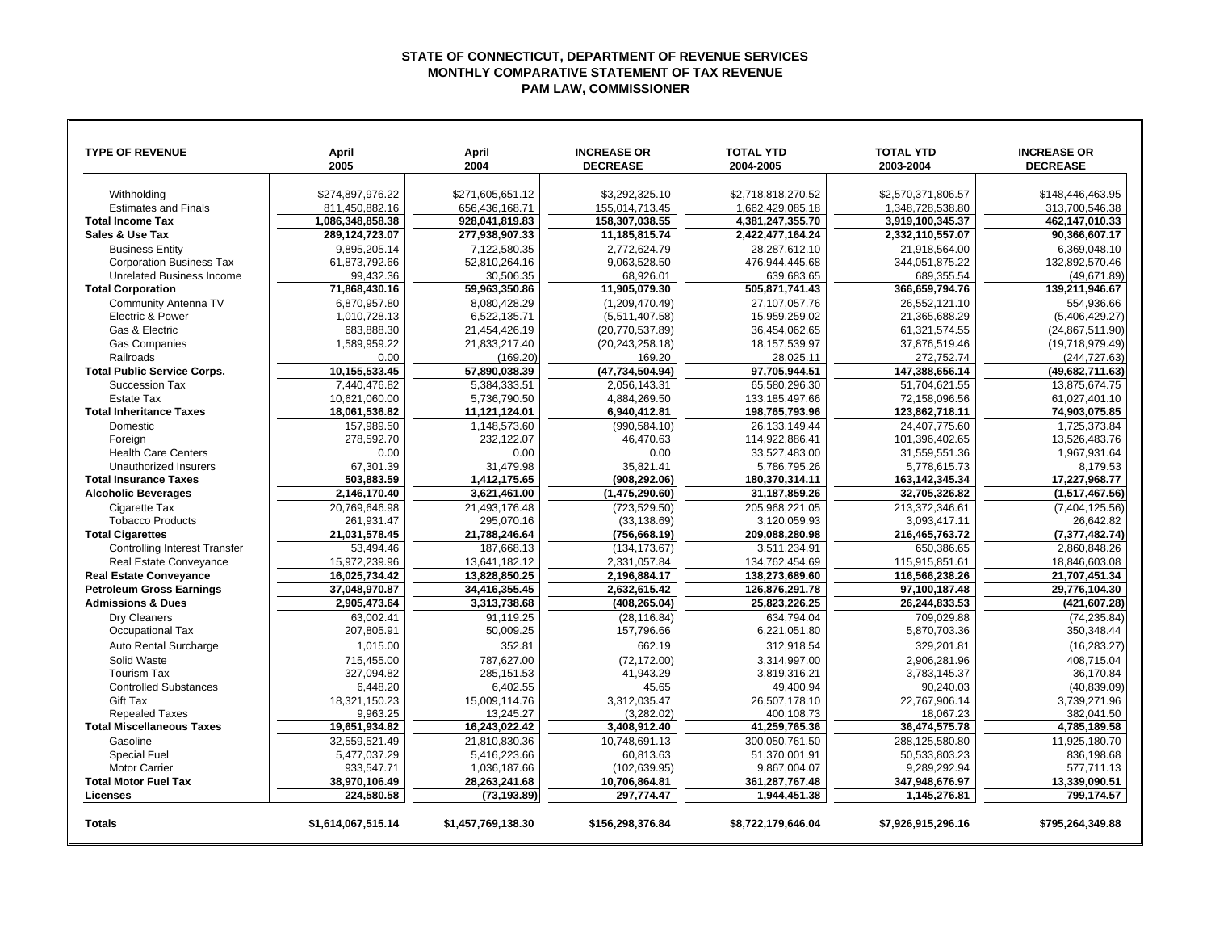# STATE OF CONNECTICUT, DEPARTMENT OF REVENUE SERVICES
## MONTHLY COMPARATIVE STATEMENT OF TAX REVENUE
### PAM LAW, COMMISSIONER

| TYPE OF REVENUE | April 2005 | April 2004 | INCREASE OR DECREASE | TOTAL YTD 2004-2005 | TOTAL YTD 2003-2004 | INCREASE OR DECREASE |
|---|---|---|---|---|---|---|
| Withholding | $274,897,976.22 | $271,605,651.12 | $3,292,325.10 | $2,718,818,270.52 | $2,570,371,806.57 | $148,446,463.95 |
| Estimates and Finals | 811,450,882.16 | 656,436,168.71 | 155,014,713.45 | 1,662,429,085.18 | 1,348,728,538.80 | 313,700,546.38 |
| **Total Income Tax** | **1,086,348,858.38** | **928,041,819.83** | **158,307,038.55** | **4,381,247,355.70** | **3,919,100,345.37** | **462,147,010.33** |
| **Sales & Use Tax** | **289,124,723.07** | **277,938,907.33** | **11,185,815.74** | **2,422,477,164.24** | **2,332,110,557.07** | **90,366,607.17** |
| Business Entity | 9,895,205.14 | 7,122,580.35 | 2,772,624.79 | 28,287,612.10 | 21,918,564.00 | 6,369,048.10 |
| Corporation Business Tax | 61,873,792.66 | 52,810,264.16 | 9,063,528.50 | 476,944,445.68 | 344,051,875.22 | 132,892,570.46 |
| Unrelated Business Income | 99,432.36 | 30,506.35 | 68,926.01 | 639,683.65 | 689,355.54 | (49,671.89) |
| **Total Corporation** | **71,868,430.16** | **59,963,350.86** | **11,905,079.30** | **505,871,741.43** | **366,659,794.76** | **139,211,946.67** |
| Community Antenna TV | 6,870,957.80 | 8,080,428.29 | (1,209,470.49) | 27,107,057.76 | 26,552,121.10 | 554,936.66 |
| Electric & Power | 1,010,728.13 | 6,522,135.71 | (5,511,407.58) | 15,959,259.02 | 21,365,688.29 | (5,406,429.27) |
| Gas & Electric | 683,888.30 | 21,454,426.19 | (20,770,537.89) | 36,454,062.65 | 61,321,574.55 | (24,867,511.90) |
| Gas Companies | 1,589,959.22 | 21,833,217.40 | (20,243,258.18) | 18,157,539.97 | 37,876,519.46 | (19,718,979.49) |
| Railroads | 0.00 | (169.20) | 169.20 | 28,025.11 | 272,752.74 | (244,727.63) |
| **Total Public Service Corps.** | **10,155,533.45** | **57,890,038.39** | **(47,734,504.94)** | **97,705,944.51** | **147,388,656.14** | **(49,682,711.63)** |
| Succession Tax | 7,440,476.82 | 5,384,333.51 | 2,056,143.31 | 65,580,296.30 | 51,704,621.55 | 13,875,674.75 |
| Estate Tax | 10,621,060.00 | 5,736,790.50 | 4,884,269.50 | 133,185,497.66 | 72,158,096.56 | 61,027,401.10 |
| **Total Inheritance Taxes** | **18,061,536.82** | **11,121,124.01** | **6,940,412.81** | **198,765,793.96** | **123,862,718.11** | **74,903,075.85** |
| Domestic | 157,989.50 | 1,148,573.60 | (990,584.10) | 26,133,149.44 | 24,407,775.60 | 1,725,373.84 |
| Foreign | 278,592.70 | 232,122.07 | 46,470.63 | 114,922,886.41 | 101,396,402.65 | 13,526,483.76 |
| Health Care Centers | 0.00 | 0.00 | 0.00 | 33,527,483.00 | 31,559,551.36 | 1,967,931.64 |
| Unauthorized Insurers | 67,301.39 | 31,479.98 | 35,821.41 | 5,786,795.26 | 5,778,615.73 | 8,179.53 |
| **Total Insurance Taxes** | **503,883.59** | **1,412,175.65** | **(908,292.06)** | **180,370,314.11** | **163,142,345.34** | **17,227,968.77** |
| **Alcoholic Beverages** | **2,146,170.40** | **3,621,461.00** | **(1,475,290.60)** | **31,187,859.26** | **32,705,326.82** | **(1,517,467.56)** |
| Cigarette Tax | 20,769,646.98 | 21,493,176.48 | (723,529.50) | 205,968,221.05 | 213,372,346.61 | (7,404,125.56) |
| Tobacco Products | 261,931.47 | 295,070.16 | (33,138.69) | 3,120,059.93 | 3,093,417.11 | 26,642.82 |
| **Total Cigarettes** | **21,031,578.45** | **21,788,246.64** | **(756,668.19)** | **209,088,280.98** | **216,465,763.72** | **(7,377,482.74)** |
| Controlling Interest Transfer | 53,494.46 | 187,668.13 | (134,173.67) | 3,511,234.91 | 650,386.65 | 2,860,848.26 |
| Real Estate Conveyance | 15,972,239.96 | 13,641,182.12 | 2,331,057.84 | 134,762,454.69 | 115,915,851.61 | 18,846,603.08 |
| **Real Estate Conveyance** | **16,025,734.42** | **13,828,850.25** | **2,196,884.17** | **138,273,689.60** | **116,566,238.26** | **21,707,451.34** |
| **Petroleum Gross Earnings** | **37,048,970.87** | **34,416,355.45** | **2,632,615.42** | **126,876,291.78** | **97,100,187.48** | **29,776,104.30** |
| **Admissions & Dues** | **2,905,473.64** | **3,313,738.68** | **(408,265.04)** | **25,823,226.25** | **26,244,833.53** | **(421,607.28)** |
| Dry Cleaners | 63,002.41 | 91,119.25 | (28,116.84) | 634,794.04 | 709,029.88 | (74,235.84) |
| Occupational Tax | 207,805.91 | 50,009.25 | 157,796.66 | 6,221,051.80 | 5,870,703.36 | 350,348.44 |
| Auto Rental Surcharge | 1,015.00 | 352.81 | 662.19 | 312,918.54 | 329,201.81 | (16,283.27) |
| Solid Waste | 715,455.00 | 787,627.00 | (72,172.00) | 3,314,997.00 | 2,906,281.96 | 408,715.04 |
| Tourism Tax | 327,094.82 | 285,151.53 | 41,943.29 | 3,819,316.21 | 3,783,145.37 | 36,170.84 |
| Controlled Substances | 6,448.20 | 6,402.55 | 45.65 | 49,400.94 | 90,240.03 | (40,839.09) |
| Gift Tax | 18,321,150.23 | 15,009,114.76 | 3,312,035.47 | 26,507,178.10 | 22,767,906.14 | 3,739,271.96 |
| Repealed Taxes | 9,963.25 | 13,245.27 | (3,282.02) | 400,108.73 | 18,067.23 | 382,041.50 |
| **Total Miscellaneous Taxes** | **19,651,934.82** | **16,243,022.42** | **3,408,912.40** | **41,259,765.36** | **36,474,575.78** | **4,785,189.58** |
| Gasoline | 32,559,521.49 | 21,810,830.36 | 10,748,691.13 | 300,050,761.50 | 288,125,580.80 | 11,925,180.70 |
| Special Fuel | 5,477,037.29 | 5,416,223.66 | 60,813.63 | 51,370,001.91 | 50,533,803.23 | 836,198.68 |
| Motor Carrier | 933,547.71 | 1,036,187.66 | (102,639.95) | 9,867,004.07 | 9,289,292.94 | 577,711.13 |
| **Total Motor Fuel Tax** | **38,970,106.49** | **28,263,241.68** | **10,706,864.81** | **361,287,767.48** | **347,948,676.97** | **13,339,090.51** |
| **Licenses** | **224,580.58** | **(73,193.89)** | **297,774.47** | **1,944,451.38** | **1,145,276.81** | **799,174.57** |
| **Totals** | **$1,614,067,515.14** | **$1,457,769,138.30** | **$156,298,376.84** | **$8,722,179,646.04** | **$7,926,915,296.16** | **$795,264,349.88** |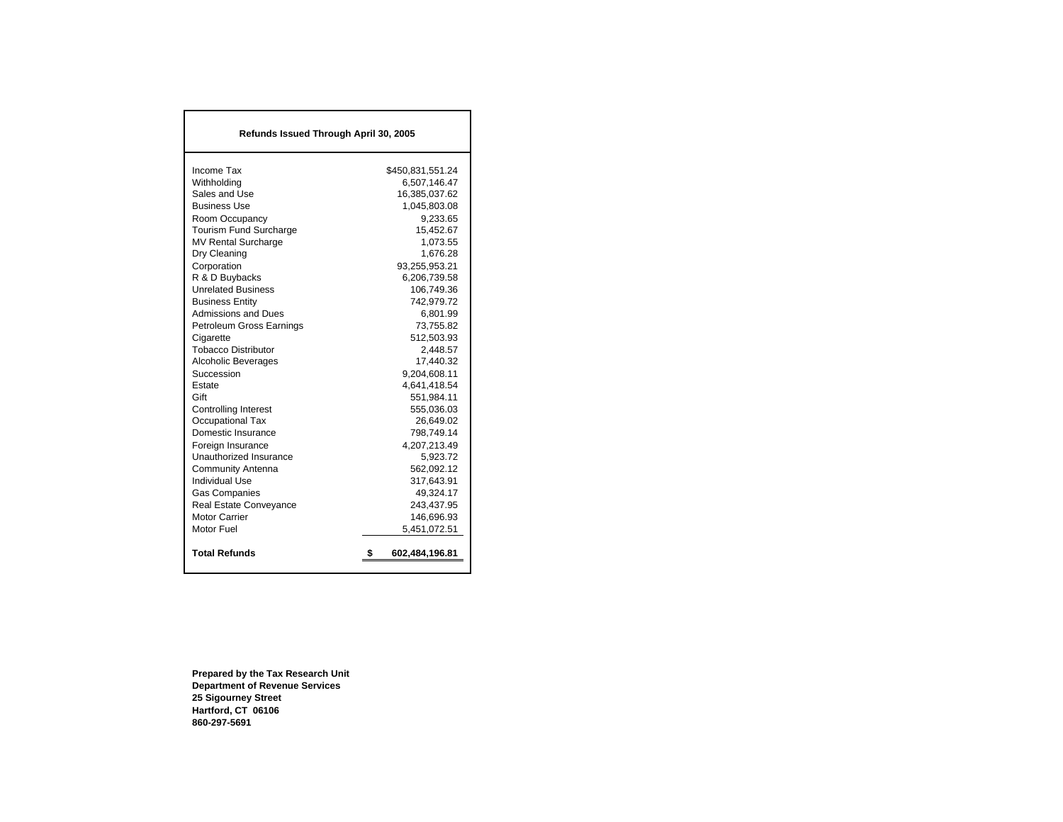**Refunds Issued Through April 30, 2005**

| | |
|---|---|
| Income Tax | $450,831,551.24 |
| Withholding | 6,507,146.47 |
| Sales and Use | 16,385,037.62 |
| Business Use | 1,045,803.08 |
| Room Occupancy | 9,233.65 |
| Tourism Fund Surcharge | 15,452.67 |
| MV Rental Surcharge | 1,073.55 |
| Dry Cleaning | 1,676.28 |
| Corporation | 93,255,953.21 |
| R & D Buybacks | 6,206,739.58 |
| Unrelated Business | 106,749.36 |
| Business Entity | 742,979.72 |
| Admissions and Dues | 6,801.99 |
| Petroleum Gross Earnings | 73,755.82 |
| Cigarette | 512,503.93 |
| Tobacco Distributor | 2,448.57 |
| Alcoholic Beverages | 17,440.32 |
| Succession | 9,204,608.11 |
| Estate | 4,641,418.54 |
| Gift | 551,984.11 |
| Controlling Interest | 555,036.03 |
| Occupational Tax | 26,649.02 |
| Domestic Insurance | 798,749.14 |
| Foreign Insurance | 4,207,213.49 |
| Unauthorized Insurance | 5,923.72 |
| Community Antenna | 562,092.12 |
| Individual Use | 317,643.91 |
| Gas Companies | 49,324.17 |
| Real Estate Conveyance | 243,437.95 |
| Motor Carrier | 146,696.93 |
| Motor Fuel | 5,451,072.51 |
| **Total Refunds** | **$ 602,484,196.81** |

**Prepared by the Tax Research Unit**
**Department of Revenue Services**
**25 Sigourney Street**
**Hartford, CT 06106**
**860-297-5691**